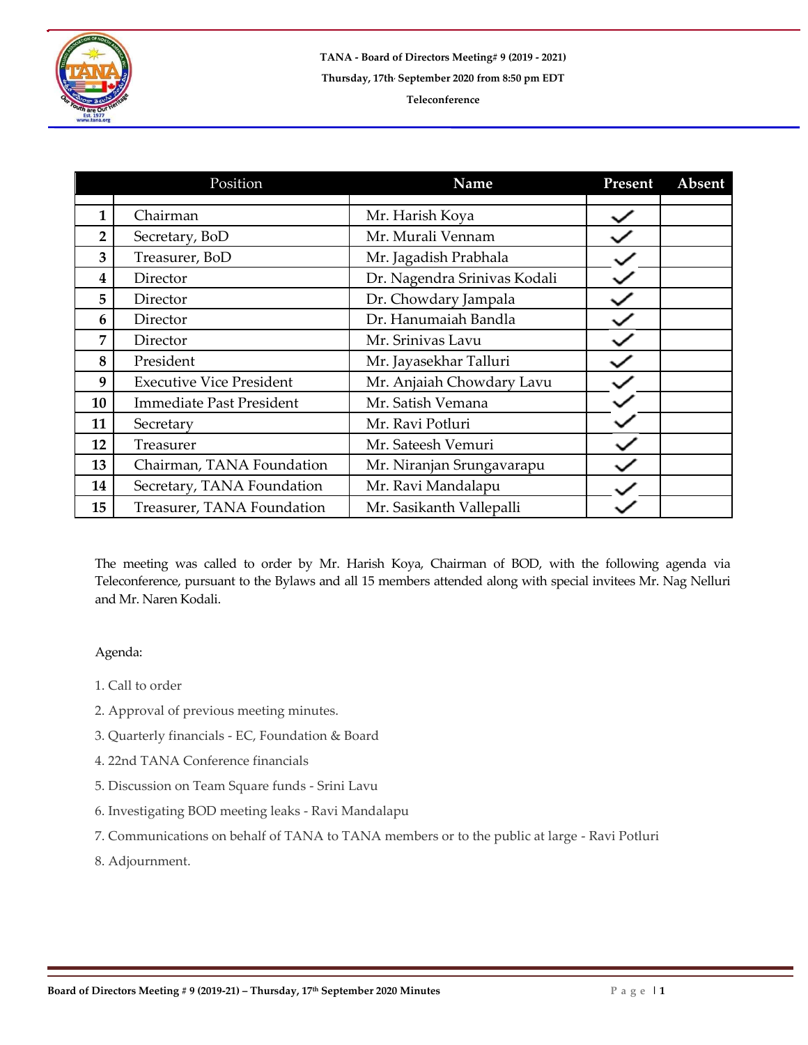**TANA - Board of Directors Meeting# 9 (2019 - 2021)**

**Thursday, 17th September 2020 from 8:50 pm EDT**

**Teleconference**

| | Position | Name | Present | Absent |
|---|---|---|---|---|
| 1 | Chairman | Mr. Harish Koya | ✓ | |
| 2 | Secretary, BoD | Mr. Murali Vennam | ✓ | |
| 3 | Treasurer, BoD | Mr. Jagadish Prabhala | ✓ | |
| 4 | Director | Dr. Nagendra Srinivas Kodali | ✓ | |
| 5 | Director | Dr. Chowdary Jampala | ✓ | |
| 6 | Director | Dr. Hanumaiah Bandla | ✓ | |
| 7 | Director | Mr. Srinivas Lavu | ✓ | |
| 8 | President | Mr. Jayasekhar Talluri | ✓ | |
| 9 | Executive Vice President | Mr. Anjaiah Chowdary Lavu | ✓ | |
| 10 | Immediate Past President | Mr. Satish Vemana | ✓ | |
| 11 | Secretary | Mr. Ravi Potluri | ✓ | |
| 12 | Treasurer | Mr. Sateesh Vemuri | ✓ | |
| 13 | Chairman, TANA Foundation | Mr. Niranjan Srungavarapu | ✓ | |
| 14 | Secretary, TANA Foundation | Mr. Ravi Mandalapu | ✓ | |
| 15 | Treasurer, TANA Foundation | Mr. Sasikanth Vallepalli | ✓ | |

The meeting was called to order by Mr. Harish Koya, Chairman of BOD, with the following agenda via Teleconference, pursuant to the Bylaws and all 15 members attended along with special invitees Mr. Nag Nelluri and Mr. Naren Kodali.

Agenda:

1. Call to order
2. Approval of previous meeting minutes.
3. Quarterly financials - EC, Foundation & Board
4. 22nd TANA Conference financials
5. Discussion on Team Square funds - Srini Lavu
6. Investigating BOD meeting leaks - Ravi Mandalapu
7. Communications on behalf of TANA to TANA members or to the public at large - Ravi Potluri
8. Adjournment.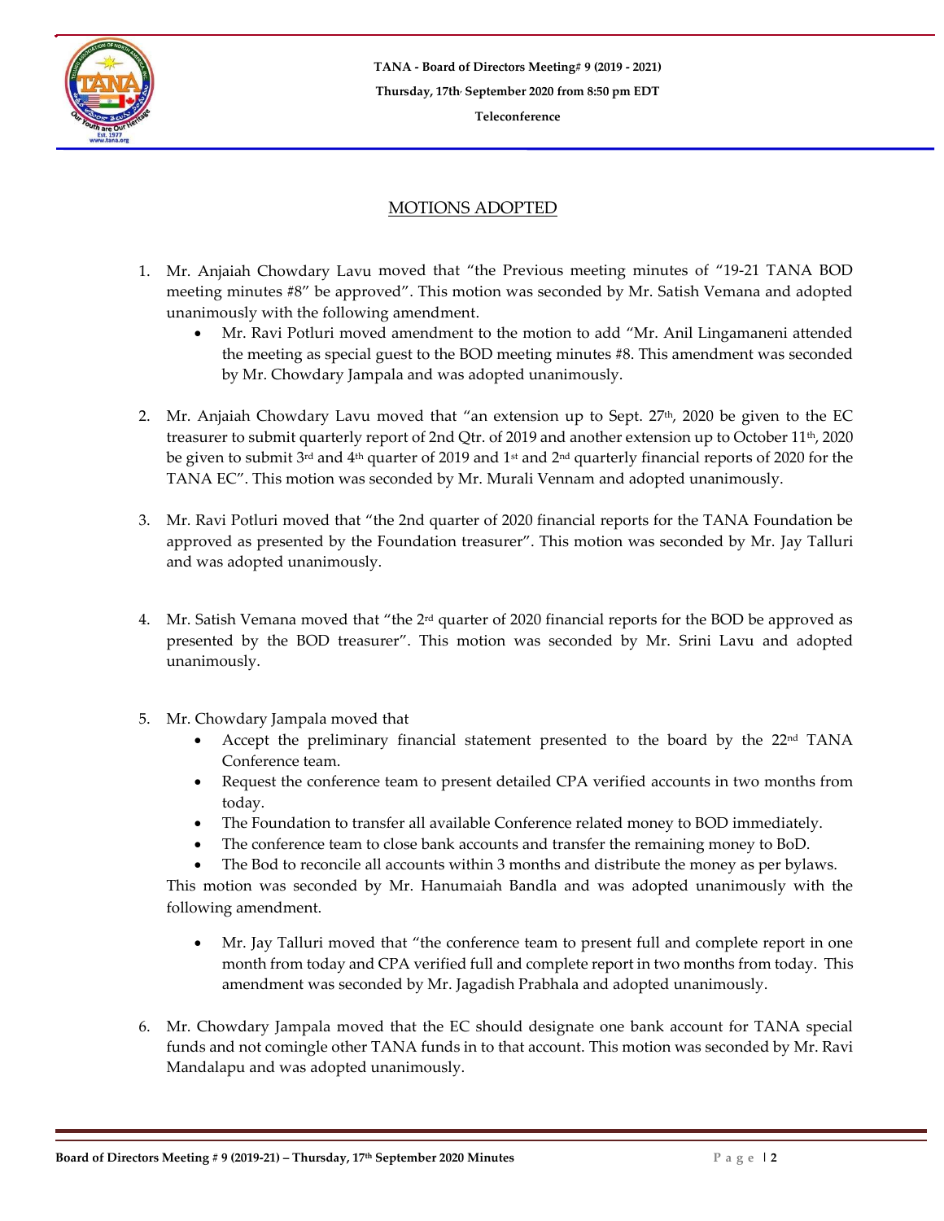TANA - Board of Directors Meeting# 9 (2019 - 2021)

Thursday, 17th September 2020 from 8:50 pm EDT

Teleconference

## MOTIONS ADOPTED

1. Mr. Anjaiah Chowdary Lavu moved that "the Previous meeting minutes of "19-21 TANA BOD meeting minutes #8" be approved". This motion was seconded by Mr. Satish Vemana and adopted unanimously with the following amendment.
    - Mr. Ravi Potluri moved amendment to the motion to add "Mr. Anil Lingamaneni attended the meeting as special guest to the BOD meeting minutes #8. This amendment was seconded by Mr. Chowdary Jampala and was adopted unanimously.

2. Mr. Anjaiah Chowdary Lavu moved that "an extension up to Sept. 27th, 2020 be given to the EC treasurer to submit quarterly report of 2nd Qtr. of 2019 and another extension up to October 11th, 2020 be given to submit 3rd and 4th quarter of 2019 and 1st and 2nd quarterly financial reports of 2020 for the TANA EC". This motion was seconded by Mr. Murali Vennam and adopted unanimously.

3. Mr. Ravi Potluri moved that "the 2nd quarter of 2020 financial reports for the TANA Foundation be approved as presented by the Foundation treasurer". This motion was seconded by Mr. Jay Talluri and was adopted unanimously.

4. Mr. Satish Vemana moved that "the 2rd quarter of 2020 financial reports for the BOD be approved as presented by the BOD treasurer". This motion was seconded by Mr. Srini Lavu and adopted unanimously.

5. Mr. Chowdary Jampala moved that
    - Accept the preliminary financial statement presented to the board by the 22nd TANA Conference team.
    - Request the conference team to present detailed CPA verified accounts in two months from today.
    - The Foundation to transfer all available Conference related money to BOD immediately.
    - The conference team to close bank accounts and transfer the remaining money to BoD.
    - The Bod to reconcile all accounts within 3 months and distribute the money as per bylaws.

    This motion was seconded by Mr. Hanumaiah Bandla and was adopted unanimously with the following amendment.

    - Mr. Jay Talluri moved that "the conference team to present full and complete report in one month from today and CPA verified full and complete report in two months from today. This amendment was seconded by Mr. Jagadish Prabhala and adopted unanimously.

6. Mr. Chowdary Jampala moved that the EC should designate one bank account for TANA special funds and not comingle other TANA funds in to that account. This motion was seconded by Mr. Ravi Mandalapu and was adopted unanimously.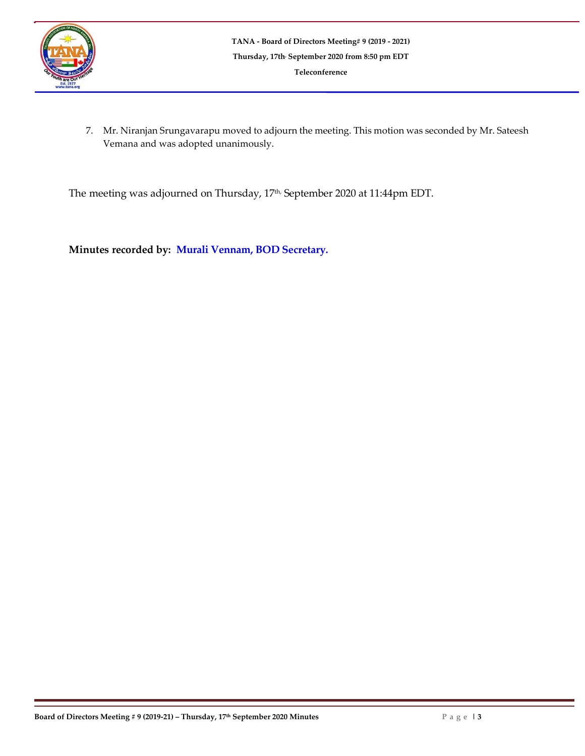7. Mr. Niranjan Srungavarapu moved to adjourn the meeting. This motion was seconded by Mr. Sateesh Vemana and was adopted unanimously.

The meeting was adjourned on Thursday, 17th, September 2020 at 11:44pm EDT.

**Minutes recorded by: Murali Vennam, BOD Secretary.**